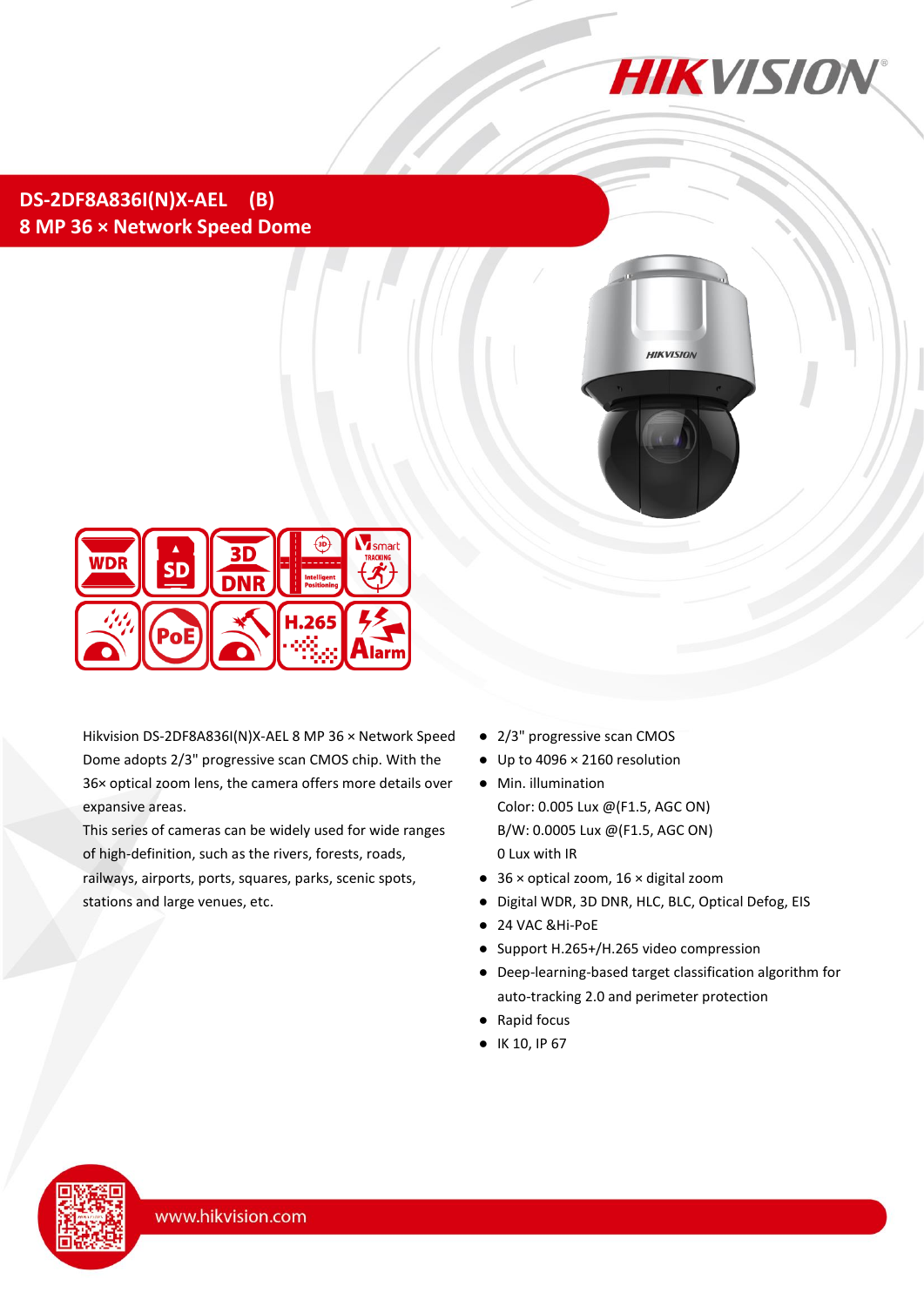# DS-2DF8A836I(N)X-AEL (B)

## 8 MP 36 × Network Speed Dome

Hikvision DS-2DF8A836I(N)X-AEL 8 MP 36 × Network Speed Dome adopts 2/3" progressive scan CMOS chip. With the 36× optical zoom lens, the camera offers more details over expansive areas.

This series of cameras can be widely used for wide ranges of high-definition, such as the rivers, forests, roads, railways, airports, ports, squares, parks, scenic spots, stations and large venues, etc.

- 2/3" progressive scan CMOS
- Up to 4096 × 2160 resolution
- Min. illumination
  Color: 0.005 Lux @(F1.5, AGC ON)
  B/W: 0.0005 Lux @(F1.5, AGC ON)
  0 Lux with IR
- 36 × optical zoom, 16 × digital zoom
- Digital WDR, 3D DNR, HLC, BLC, Optical Defog, EIS
- 24 VAC &Hi-PoE
- Support H.265+/H.265 video compression
- Deep-learning-based target classification algorithm for auto-tracking 2.0 and perimeter protection
- Rapid focus
- IK 10, IP 67

www.hikvision.com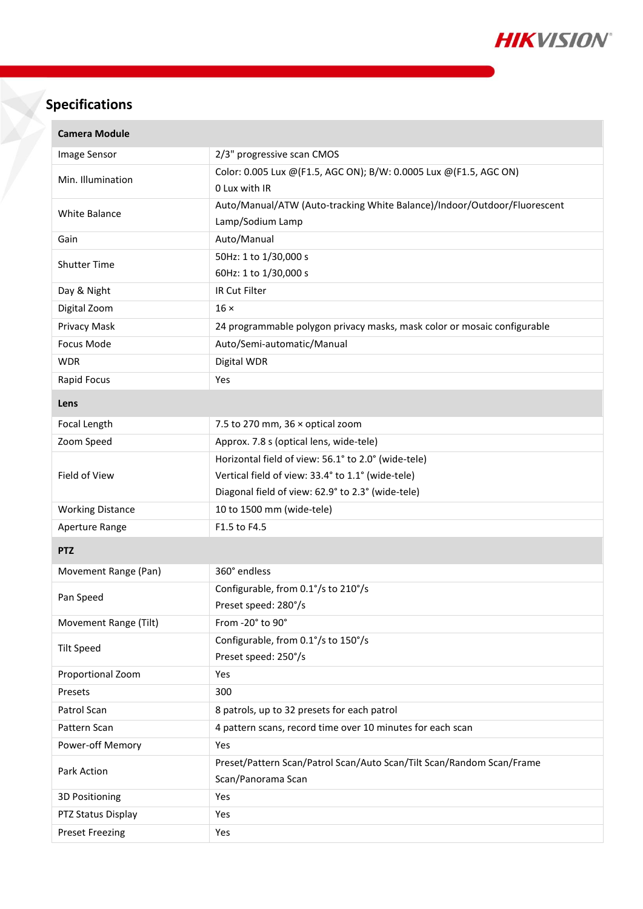## Specifications

| Camera Module | |
|---|---|
| Image Sensor | 2/3" progressive scan CMOS |
| Min. Illumination | Color: 0.005 Lux @(F1.5, AGC ON); B/W: 0.0005 Lux @(F1.5, AGC ON)<br>0 Lux with IR |
| White Balance | Auto/Manual/ATW (Auto-tracking White Balance)/Indoor/Outdoor/Fluorescent Lamp/Sodium Lamp |
| Gain | Auto/Manual |
| Shutter Time | 50Hz: 1 to 1/30,000 s<br>60Hz: 1 to 1/30,000 s |
| Day & Night | IR Cut Filter |
| Digital Zoom | 16 × |
| Privacy Mask | 24 programmable polygon privacy masks, mask color or mosaic configurable |
| Focus Mode | Auto/Semi-automatic/Manual |
| WDR | Digital WDR |
| Rapid Focus | Yes |
| **Lens** | |
| Focal Length | 7.5 to 270 mm, 36 × optical zoom |
| Zoom Speed | Approx. 7.8 s (optical lens, wide-tele) |
| Field of View | Horizontal field of view: 56.1° to 2.0° (wide-tele)<br>Vertical field of view: 33.4° to 1.1° (wide-tele)<br>Diagonal field of view: 62.9° to 2.3° (wide-tele) |
| Working Distance | 10 to 1500 mm (wide-tele) |
| Aperture Range | F1.5 to F4.5 |
| **PTZ** | |
| Movement Range (Pan) | 360° endless |
| Pan Speed | Configurable, from 0.1°/s to 210°/s<br>Preset speed: 280°/s |
| Movement Range (Tilt) | From -20° to 90° |
| Tilt Speed | Configurable, from 0.1°/s to 150°/s<br>Preset speed: 250°/s |
| Proportional Zoom | Yes |
| Presets | 300 |
| Patrol Scan | 8 patrols, up to 32 presets for each patrol |
| Pattern Scan | 4 pattern scans, record time over 10 minutes for each scan |
| Power-off Memory | Yes |
| Park Action | Preset/Pattern Scan/Patrol Scan/Auto Scan/Tilt Scan/Random Scan/Frame Scan/Panorama Scan |
| 3D Positioning | Yes |
| PTZ Status Display | Yes |
| Preset Freezing | Yes |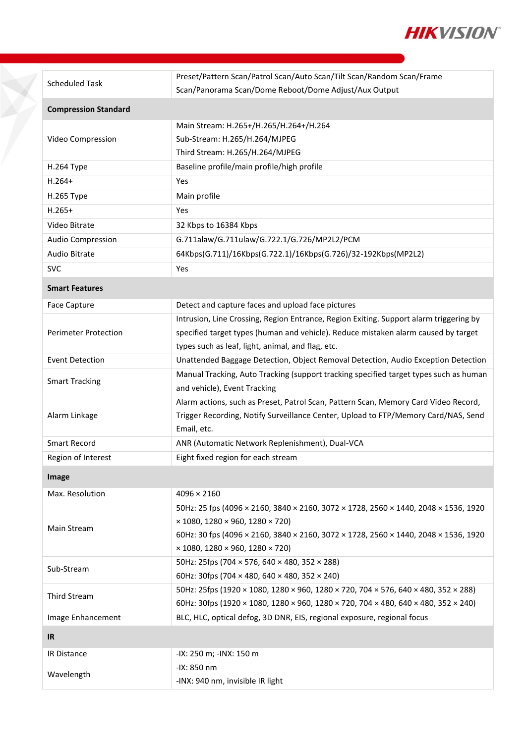| | |
|---|---|
| Scheduled Task | Preset/Pattern Scan/Patrol Scan/Auto Scan/Tilt Scan/Random Scan/Frame Scan/Panorama Scan/Dome Reboot/Dome Adjust/Aux Output |
| **Compression Standard** | |
| Video Compression | Main Stream: H.265+/H.265/H.264+/H.264<br>Sub-Stream: H.265/H.264/MJPEG<br>Third Stream: H.265/H.264/MJPEG |
| H.264 Type | Baseline profile/main profile/high profile |
| H.264+ | Yes |
| H.265 Type | Main profile |
| H.265+ | Yes |
| Video Bitrate | 32 Kbps to 16384 Kbps |
| Audio Compression | G.711alaw/G.711ulaw/G.722.1/G.726/MP2L2/PCM |
| Audio Bitrate | 64Kbps(G.711)/16Kbps(G.722.1)/16Kbps(G.726)/32-192Kbps(MP2L2) |
| SVC | Yes |
| **Smart Features** | |
| Face Capture | Detect and capture faces and upload face pictures |
| Perimeter Protection | Intrusion, Line Crossing, Region Entrance, Region Exiting. Support alarm triggering by specified target types (human and vehicle). Reduce mistaken alarm caused by target types such as leaf, light, animal, and flag, etc. |
| Event Detection | Unattended Baggage Detection, Object Removal Detection, Audio Exception Detection |
| Smart Tracking | Manual Tracking, Auto Tracking (support tracking specified target types such as human and vehicle), Event Tracking |
| Alarm Linkage | Alarm actions, such as Preset, Patrol Scan, Pattern Scan, Memory Card Video Record, Trigger Recording, Notify Surveillance Center, Upload to FTP/Memory Card/NAS, Send Email, etc. |
| Smart Record | ANR (Automatic Network Replenishment), Dual-VCA |
| Region of Interest | Eight fixed region for each stream |
| **Image** | |
| Max. Resolution | 4096 × 2160 |
| Main Stream | 50Hz: 25 fps (4096 × 2160, 3840 × 2160, 3072 × 1728, 2560 × 1440, 2048 × 1536, 1920 × 1080, 1280 × 960, 1280 × 720)<br>60Hz: 30 fps (4096 × 2160, 3840 × 2160, 3072 × 1728, 2560 × 1440, 2048 × 1536, 1920 × 1080, 1280 × 960, 1280 × 720) |
| Sub-Stream | 50Hz: 25fps (704 × 576, 640 × 480, 352 × 288)<br>60Hz: 30fps (704 × 480, 640 × 480, 352 × 240) |
| Third Stream | 50Hz: 25fps (1920 × 1080, 1280 × 960, 1280 × 720, 704 × 576, 640 × 480, 352 × 288)<br>60Hz: 30fps (1920 × 1080, 1280 × 960, 1280 × 720, 704 × 480, 640 × 480, 352 × 240) |
| Image Enhancement | BLC, HLC, optical defog, 3D DNR, EIS, regional exposure, regional focus |
| **IR** | |
| IR Distance | -IX: 250 m; -INX: 150 m |
| Wavelength | -IX: 850 nm<br>-INX: 940 nm, invisible IR light |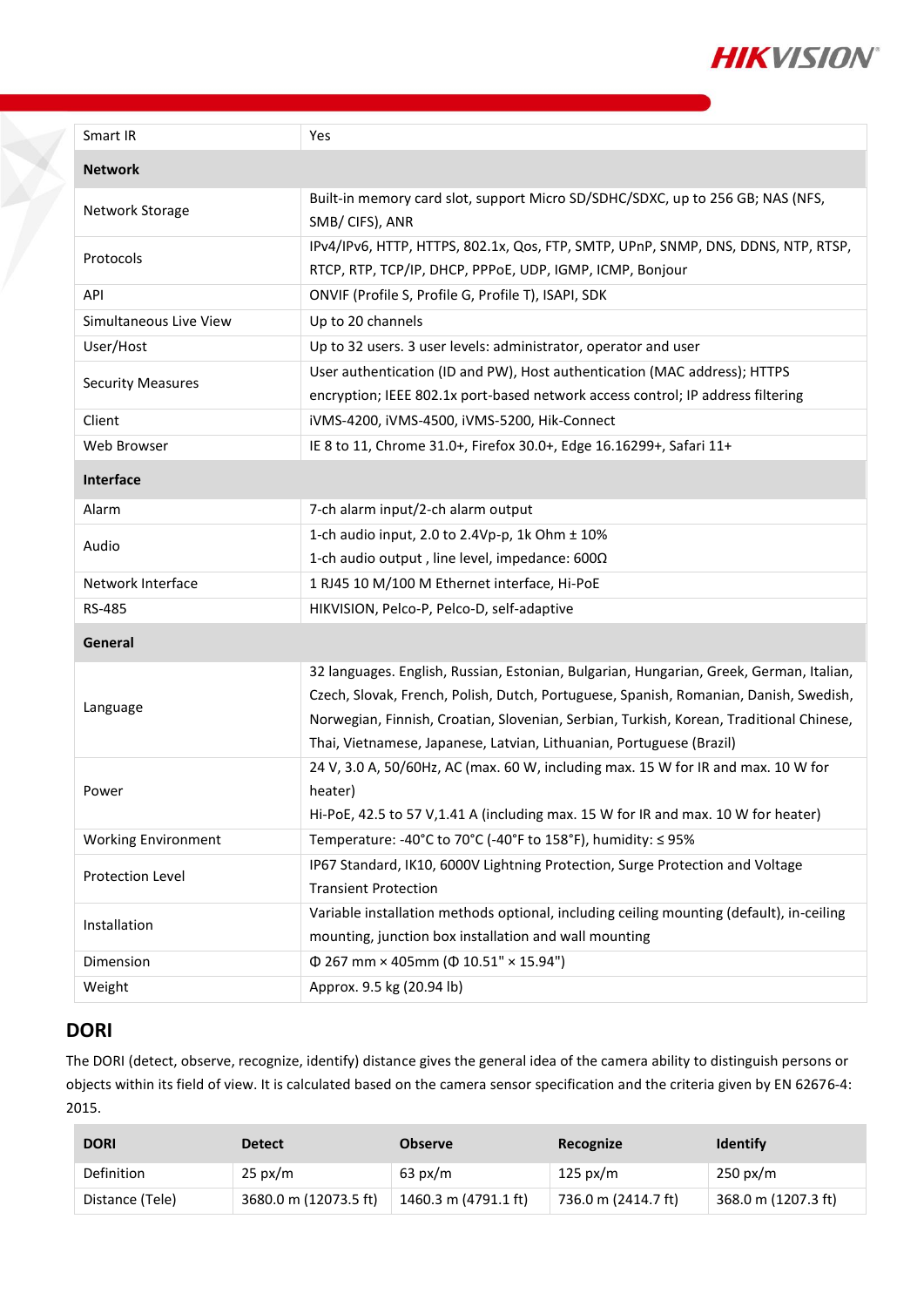| | |
|---|---|
| Smart IR | Yes |
| **Network** | |
| Network Storage | Built-in memory card slot, support Micro SD/SDHC/SDXC, up to 256 GB; NAS (NFS, SMB/ CIFS), ANR |
| Protocols | IPv4/IPv6, HTTP, HTTPS, 802.1x, Qos, FTP, SMTP, UPnP, SNMP, DNS, DDNS, NTP, RTSP, RTCP, RTP, TCP/IP, DHCP, PPPoE, UDP, IGMP, ICMP, Bonjour |
| API | ONVIF (Profile S, Profile G, Profile T), ISAPI, SDK |
| Simultaneous Live View | Up to 20 channels |
| User/Host | Up to 32 users. 3 user levels: administrator, operator and user |
| Security Measures | User authentication (ID and PW), Host authentication (MAC address); HTTPS encryption; IEEE 802.1x port-based network access control; IP address filtering |
| Client | iVMS-4200, iVMS-4500, iVMS-5200, Hik-Connect |
| Web Browser | IE 8 to 11, Chrome 31.0+, Firefox 30.0+, Edge 16.16299+, Safari 11+ |
| **Interface** | |
| Alarm | 7-ch alarm input/2-ch alarm output |
| Audio | 1-ch audio input, 2.0 to 2.4Vp-p, 1k Ohm ± 10%<br>1-ch audio output , line level, impedance: 600Ω |
| Network Interface | 1 RJ45 10 M/100 M Ethernet interface, Hi-PoE |
| RS-485 | HIKVISION, Pelco-P, Pelco-D, self-adaptive |
| **General** | |
| Language | 32 languages. English, Russian, Estonian, Bulgarian, Hungarian, Greek, German, Italian, Czech, Slovak, French, Polish, Dutch, Portuguese, Spanish, Romanian, Danish, Swedish, Norwegian, Finnish, Croatian, Slovenian, Serbian, Turkish, Korean, Traditional Chinese, Thai, Vietnamese, Japanese, Latvian, Lithuanian, Portuguese (Brazil) |
| Power | 24 V, 3.0 A, 50/60Hz, AC (max. 60 W, including max. 15 W for IR and max. 10 W for heater)<br>Hi-PoE, 42.5 to 57 V,1.41 A (including max. 15 W for IR and max. 10 W for heater) |
| Working Environment | Temperature: -40°C to 70°C (-40°F to 158°F), humidity: ≤ 95% |
| Protection Level | IP67 Standard, IK10, 6000V Lightning Protection, Surge Protection and Voltage Transient Protection |
| Installation | Variable installation methods optional, including ceiling mounting (default), in-ceiling mounting, junction box installation and wall mounting |
| Dimension | Φ 267 mm × 405mm (Φ 10.51" × 15.94") |
| Weight | Approx. 9.5 kg (20.94 lb) |

## DORI

The DORI (detect, observe, recognize, identify) distance gives the general idea of the camera ability to distinguish persons or objects within its field of view. It is calculated based on the camera sensor specification and the criteria given by EN 62676-4: 2015.

| DORI | Detect | Observe | Recognize | Identify |
|---|---|---|---|---|
| Definition | 25 px/m | 63 px/m | 125 px/m | 250 px/m |
| Distance (Tele) | 3680.0 m (12073.5 ft) | 1460.3 m (4791.1 ft) | 736.0 m (2414.7 ft) | 368.0 m (1207.3 ft) |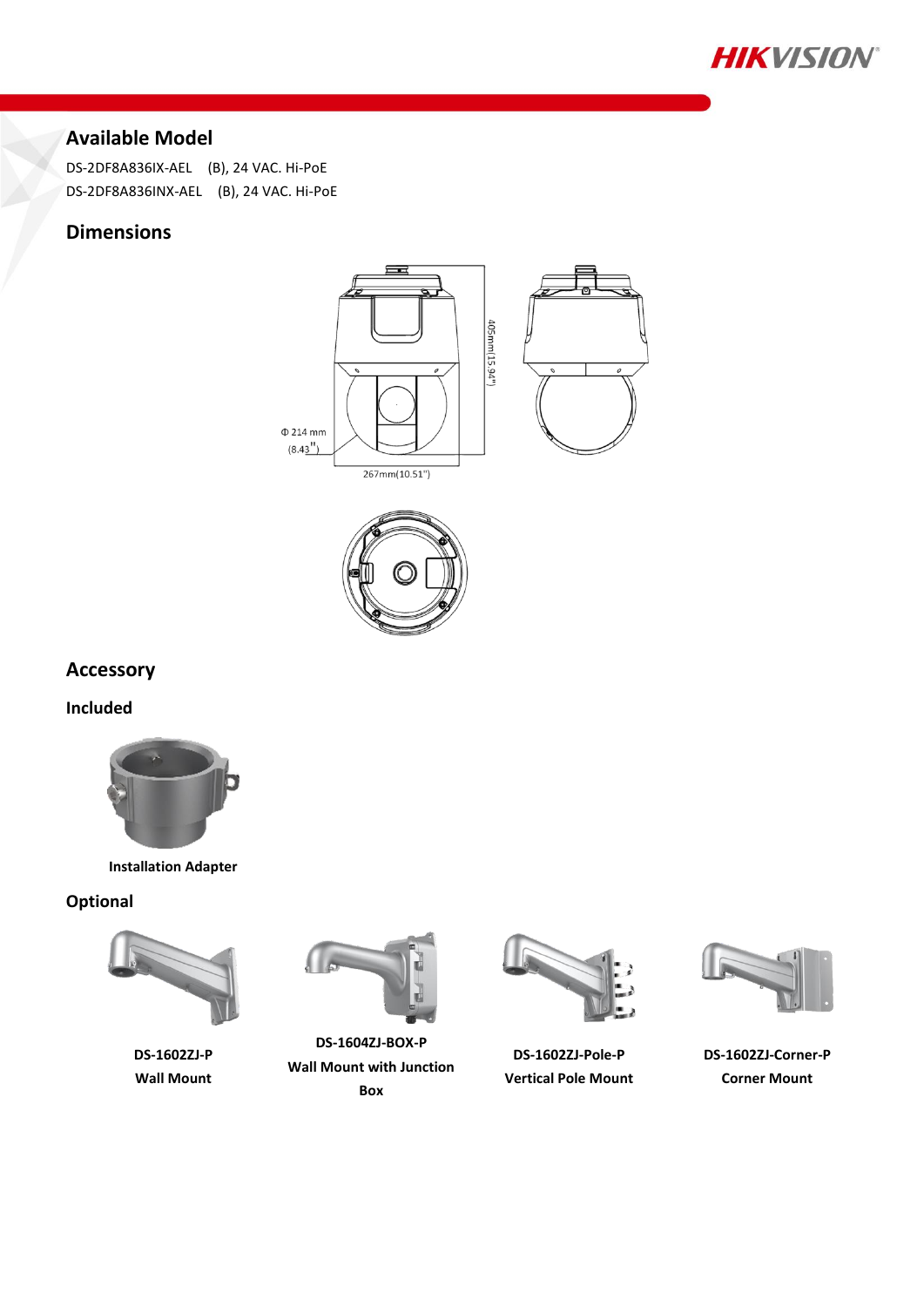## Available Model

DS-2DF8A836IX-AEL (B), 24 VAC. Hi-PoE

DS-2DF8A836INX-AEL (B), 24 VAC. Hi-PoE

## Dimensions

405mm(15.94")

Φ 214 mm (8.43")

267mm(10.51")

## Accessory

### Included

**Installation Adapter**

### Optional

**DS-1602ZJ-P**
**Wall Mount**

**DS-1604ZJ-BOX-P**
**Wall Mount with Junction Box**

**DS-1602ZJ-Pole-P**
**Vertical Pole Mount**

**DS-1602ZJ-Corner-P**
**Corner Mount**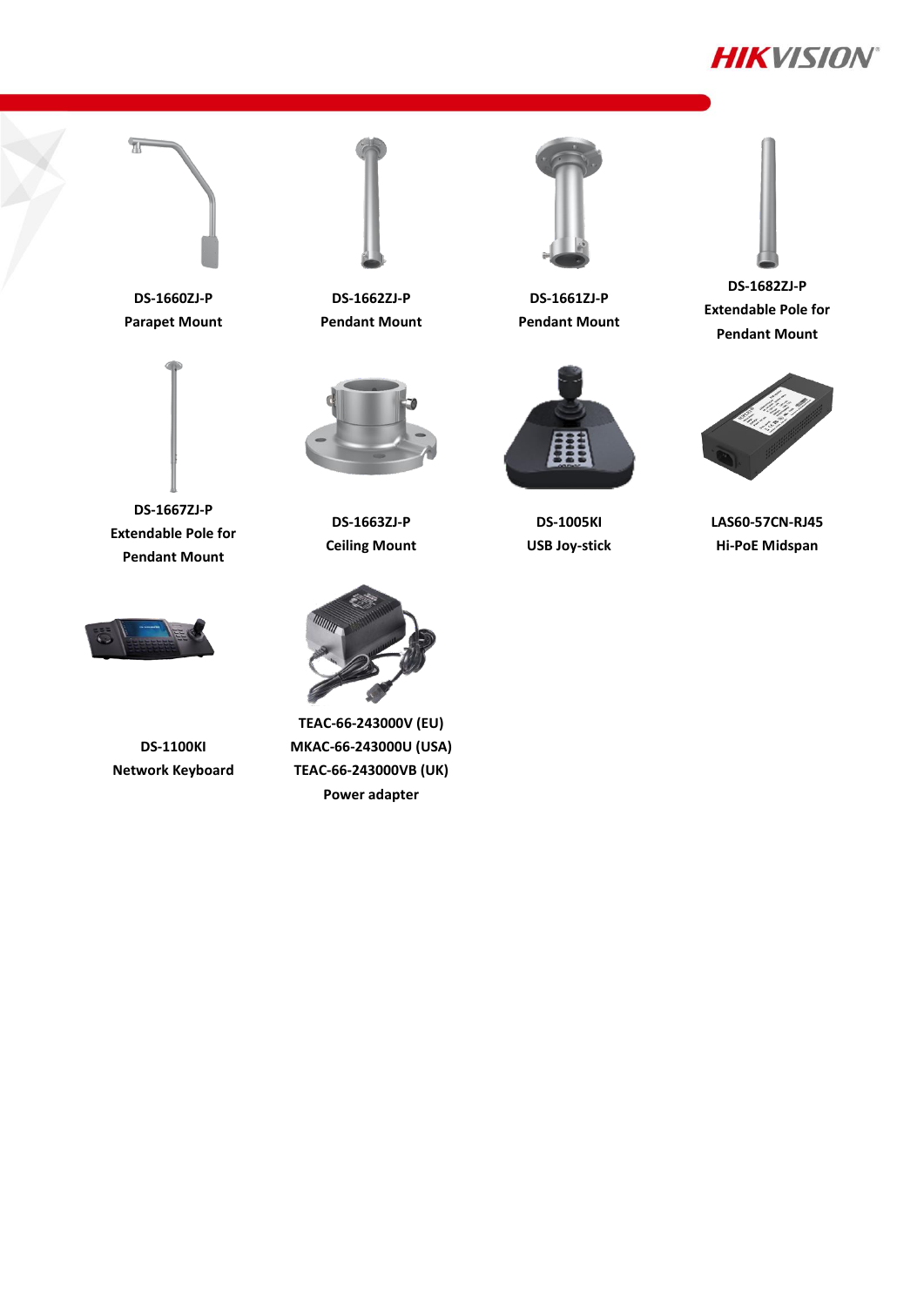**DS-1660ZJ-P**
**Parapet Mount**

**DS-1662ZJ-P**
**Pendant Mount**

**DS-1661ZJ-P**
**Pendant Mount**

**DS-1682ZJ-P**
**Extendable Pole for Pendant Mount**

**DS-1667ZJ-P**
**Extendable Pole for Pendant Mount**

**DS-1663ZJ-P**
**Ceiling Mount**

**DS-1005KI**
**USB Joy-stick**

**LAS60-57CN-RJ45**
**Hi-PoE Midspan**

**DS-1100KI**
**Network Keyboard**

**TEAC-66-243000V (EU)**
**MKAC-66-243000U (USA)**
**TEAC-66-243000VB (UK)**
**Power adapter**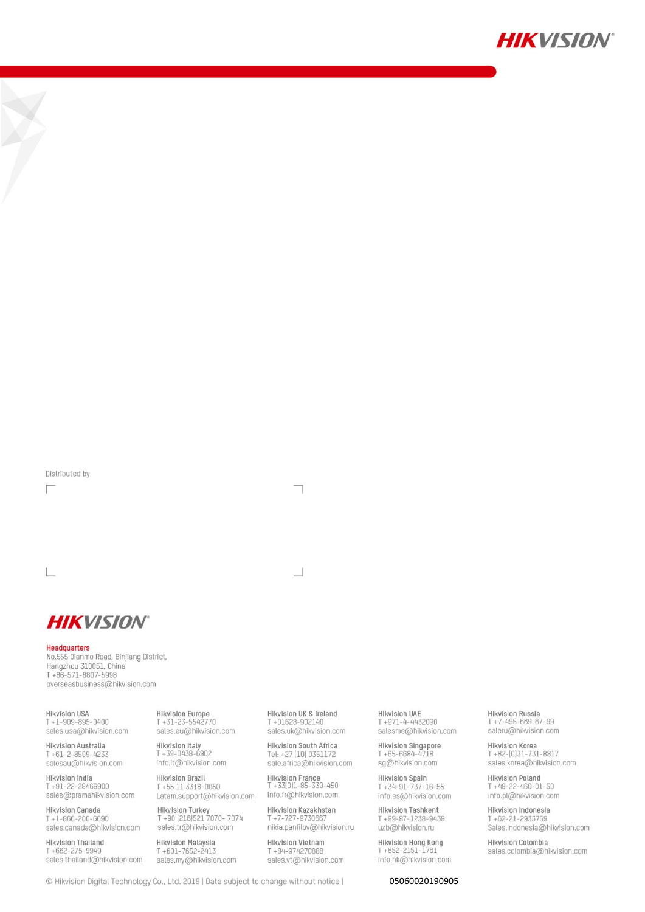Distributed by

**HIKVISION**

**Headquarters**
No.555 Qianmo Road, Binjiang District,
Hangzhou 310051, China
T +86-571-8807-5998
overseasbusiness@hikvision.com

**Hikvision USA**
T +1-909-895-0400
sales.usa@hikvision.com

**Hikvision Australia**
T +61-2-8599-4233
salesau@hikvision.com

**Hikvision India**
T +91-22-28469900
sales@pramahikvision.com

**Hikvision Canada**
T +1-866-200-6690
sales.canada@hikvision.com

**Hikvision Thailand**
T +662-275-9949
sales.thailand@hikvision.com

**Hikvision Europe**
T +31-23-5542770
sales.eu@hikvision.com

**Hikvision Italy**
T +39-0438-6902
info.it@hikvision.com

**Hikvision Brazil**
T +55 11 3318-0050
Latam.support@hikvision.com

**Hikvision Turkey**
T +90 (216)521 7070- 7074
sales.tr@hikvision.com

**Hikvision Malaysia**
T +601-7652-2413
sales.my@hikvision.com

**Hikvision UK & Ireland**
T +01628-902140
sales.uk@hikvision.com

**Hikvision South Africa**
Tel: +27 (10) 0351172
sale.africa@hikvision.com

**Hikvision France**
T +33(0)1-85-330-450
info.fr@hikvision.com

**Hikvision Kazakhstan**
T +7-727-9730667
nikia.panfilov@hikvision.ru

**Hikvision Vietnam**
T +84-974270888
sales.vt@hikvision.com

**Hikvision UAE**
T +971-4-4432090
salesme@hikvision.com

**Hikvision Singapore**
T +65-6684-4718
sg@hikvision.com

**Hikvision Spain**
T +34-91-737-16-55
info.es@hikvision.com

**Hikvision Tashkent**
T +99-87-1238-9438
uzb@hikvision.ru

**Hikvision Hong Kong**
T +852-2151-1761
info.hk@hikvision.com

**Hikvision Russia**
T +7-495-669-67-99
saleru@hikvision.com

**Hikvision Korea**
T +82-(0)31-731-8817
sales.korea@hikvision.com

**Hikvision Poland**
T +48-22-460-01-50
info.pl@hikvision.com

**Hikvision Indonesia**
T +62-21-2933759
Sales.Indonesia@hikvision.com

**Hikvision Colombia**
sales.colombia@hikvision.com

© Hikvision Digital Technology Co., Ltd. 2019 | Data subject to change without notice | 05060020190905